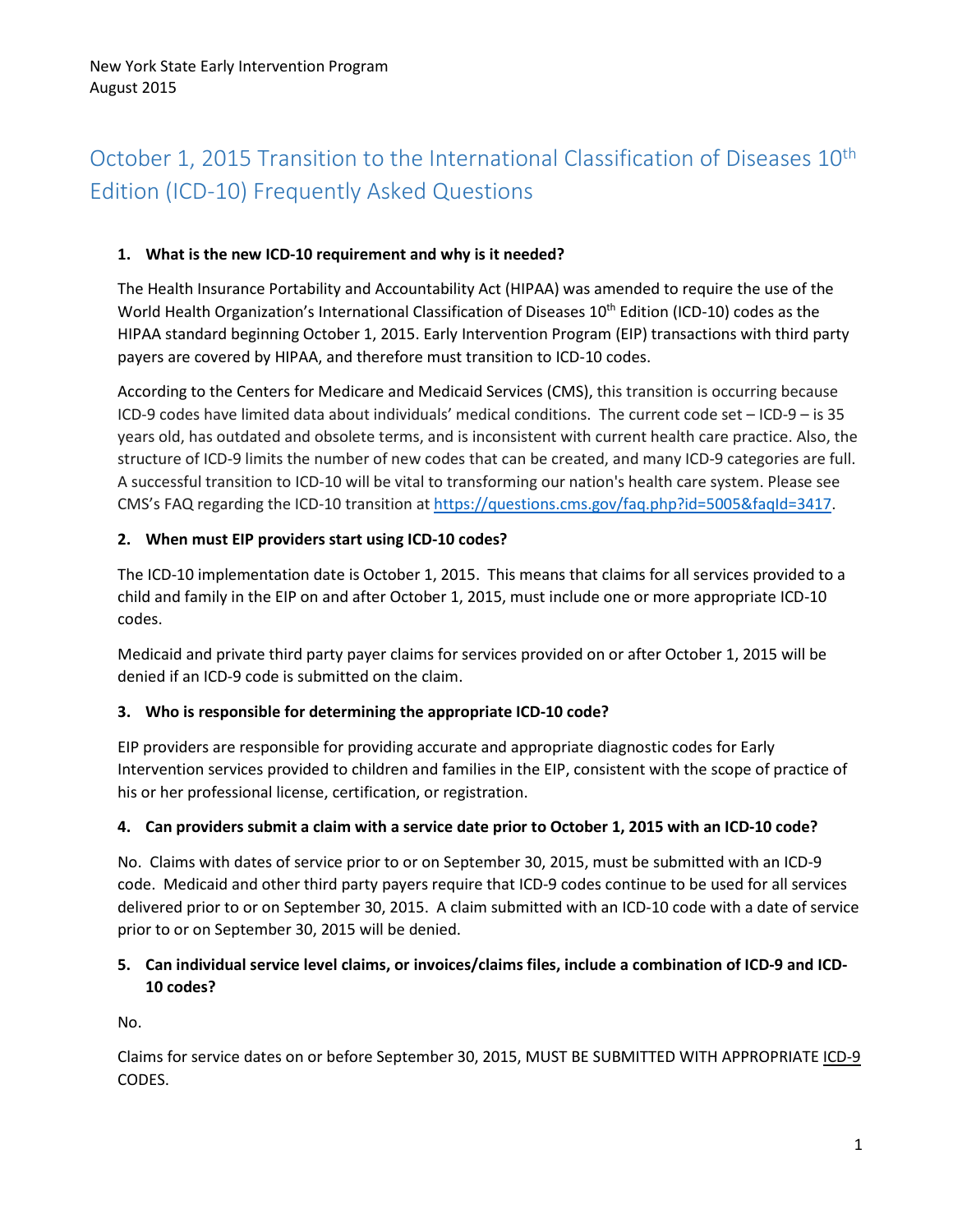New York State Early Intervention Program
August 2015

# October 1, 2015 Transition to the International Classification of Diseases 10th Edition (ICD-10) Frequently Asked Questions

**1. What is the new ICD-10 requirement and why is it needed?**

The Health Insurance Portability and Accountability Act (HIPAA) was amended to require the use of the World Health Organization's International Classification of Diseases 10th Edition (ICD-10) codes as the HIPAA standard beginning October 1, 2015. Early Intervention Program (EIP) transactions with third party payers are covered by HIPAA, and therefore must transition to ICD-10 codes.

According to the Centers for Medicare and Medicaid Services (CMS), this transition is occurring because ICD-9 codes have limited data about individuals' medical conditions. The current code set – ICD-9 – is 35 years old, has outdated and obsolete terms, and is inconsistent with current health care practice. Also, the structure of ICD-9 limits the number of new codes that can be created, and many ICD-9 categories are full. A successful transition to ICD-10 will be vital to transforming our nation's health care system. Please see CMS's FAQ regarding the ICD-10 transition at https://questions.cms.gov/faq.php?id=5005&faqId=3417.

**2. When must EIP providers start using ICD-10 codes?**

The ICD-10 implementation date is October 1, 2015. This means that claims for all services provided to a child and family in the EIP on and after October 1, 2015, must include one or more appropriate ICD-10 codes.

Medicaid and private third party payer claims for services provided on or after October 1, 2015 will be denied if an ICD-9 code is submitted on the claim.

**3. Who is responsible for determining the appropriate ICD-10 code?**

EIP providers are responsible for providing accurate and appropriate diagnostic codes for Early Intervention services provided to children and families in the EIP, consistent with the scope of practice of his or her professional license, certification, or registration.

**4. Can providers submit a claim with a service date prior to October 1, 2015 with an ICD-10 code?**

No. Claims with dates of service prior to or on September 30, 2015, must be submitted with an ICD-9 code. Medicaid and other third party payers require that ICD-9 codes continue to be used for all services delivered prior to or on September 30, 2015. A claim submitted with an ICD-10 code with a date of service prior to or on September 30, 2015 will be denied.

**5. Can individual service level claims, or invoices/claims files, include a combination of ICD-9 and ICD-10 codes?**

No.

Claims for service dates on or before September 30, 2015, MUST BE SUBMITTED WITH APPROPRIATE ICD-9 CODES.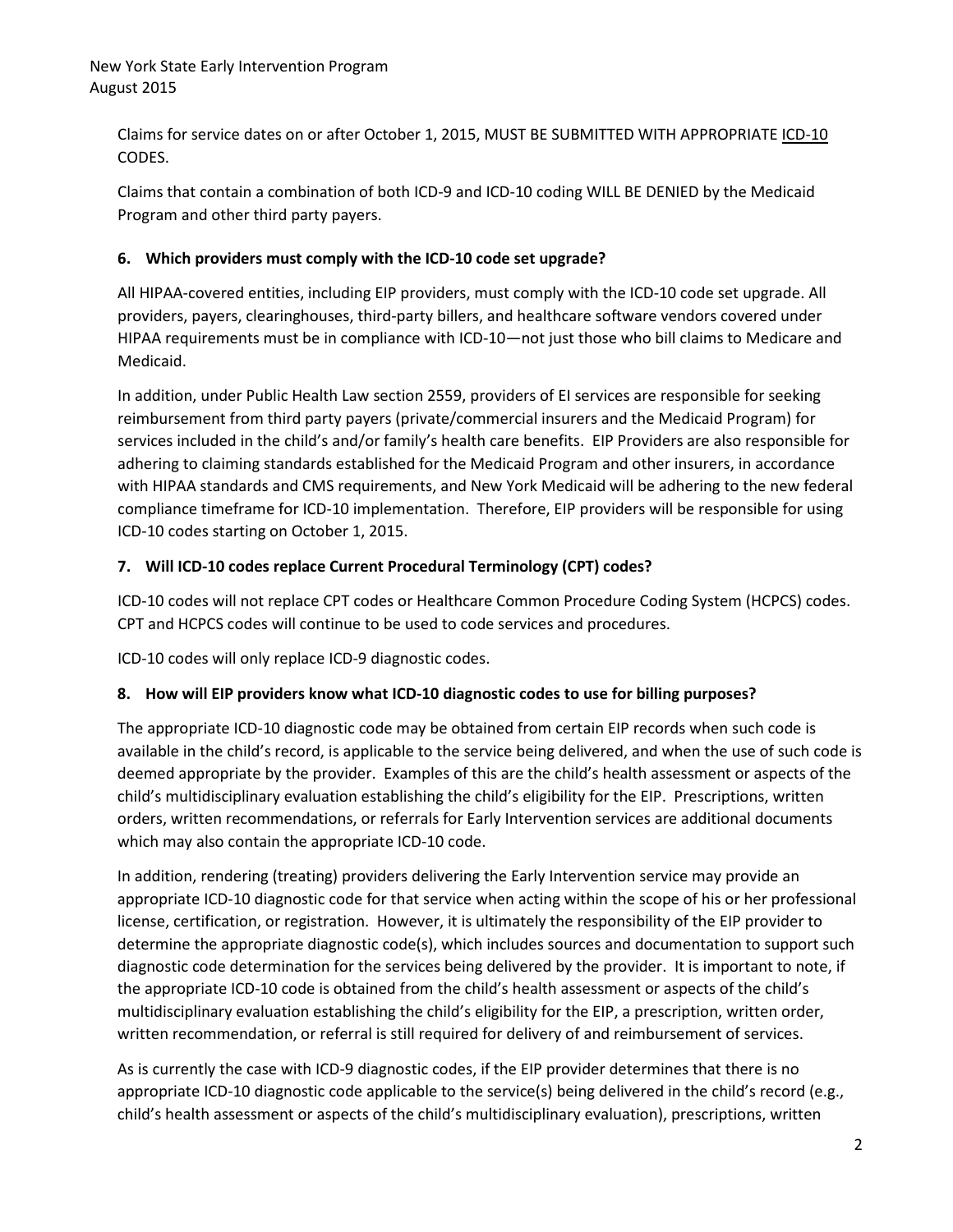Claims for service dates on or after October 1, 2015, MUST BE SUBMITTED WITH APPROPRIATE ICD-10 CODES.

Claims that contain a combination of both ICD-9 and ICD-10 coding WILL BE DENIED by the Medicaid Program and other third party payers.

### 6. Which providers must comply with the ICD-10 code set upgrade?

All HIPAA-covered entities, including EIP providers, must comply with the ICD-10 code set upgrade. All providers, payers, clearinghouses, third-party billers, and healthcare software vendors covered under HIPAA requirements must be in compliance with ICD-10—not just those who bill claims to Medicare and Medicaid.

In addition, under Public Health Law section 2559, providers of EI services are responsible for seeking reimbursement from third party payers (private/commercial insurers and the Medicaid Program) for services included in the child's and/or family's health care benefits. EIP Providers are also responsible for adhering to claiming standards established for the Medicaid Program and other insurers, in accordance with HIPAA standards and CMS requirements, and New York Medicaid will be adhering to the new federal compliance timeframe for ICD-10 implementation. Therefore, EIP providers will be responsible for using ICD-10 codes starting on October 1, 2015.

### 7. Will ICD-10 codes replace Current Procedural Terminology (CPT) codes?

ICD-10 codes will not replace CPT codes or Healthcare Common Procedure Coding System (HCPCS) codes. CPT and HCPCS codes will continue to be used to code services and procedures.

ICD-10 codes will only replace ICD-9 diagnostic codes.

### 8. How will EIP providers know what ICD-10 diagnostic codes to use for billing purposes?

The appropriate ICD-10 diagnostic code may be obtained from certain EIP records when such code is available in the child's record, is applicable to the service being delivered, and when the use of such code is deemed appropriate by the provider. Examples of this are the child's health assessment or aspects of the child's multidisciplinary evaluation establishing the child's eligibility for the EIP. Prescriptions, written orders, written recommendations, or referrals for Early Intervention services are additional documents which may also contain the appropriate ICD-10 code.

In addition, rendering (treating) providers delivering the Early Intervention service may provide an appropriate ICD-10 diagnostic code for that service when acting within the scope of his or her professional license, certification, or registration. However, it is ultimately the responsibility of the EIP provider to determine the appropriate diagnostic code(s), which includes sources and documentation to support such diagnostic code determination for the services being delivered by the provider. It is important to note, if the appropriate ICD-10 code is obtained from the child's health assessment or aspects of the child's multidisciplinary evaluation establishing the child's eligibility for the EIP, a prescription, written order, written recommendation, or referral is still required for delivery of and reimbursement of services.

As is currently the case with ICD-9 diagnostic codes, if the EIP provider determines that there is no appropriate ICD-10 diagnostic code applicable to the service(s) being delivered in the child's record (e.g., child's health assessment or aspects of the child's multidisciplinary evaluation), prescriptions, written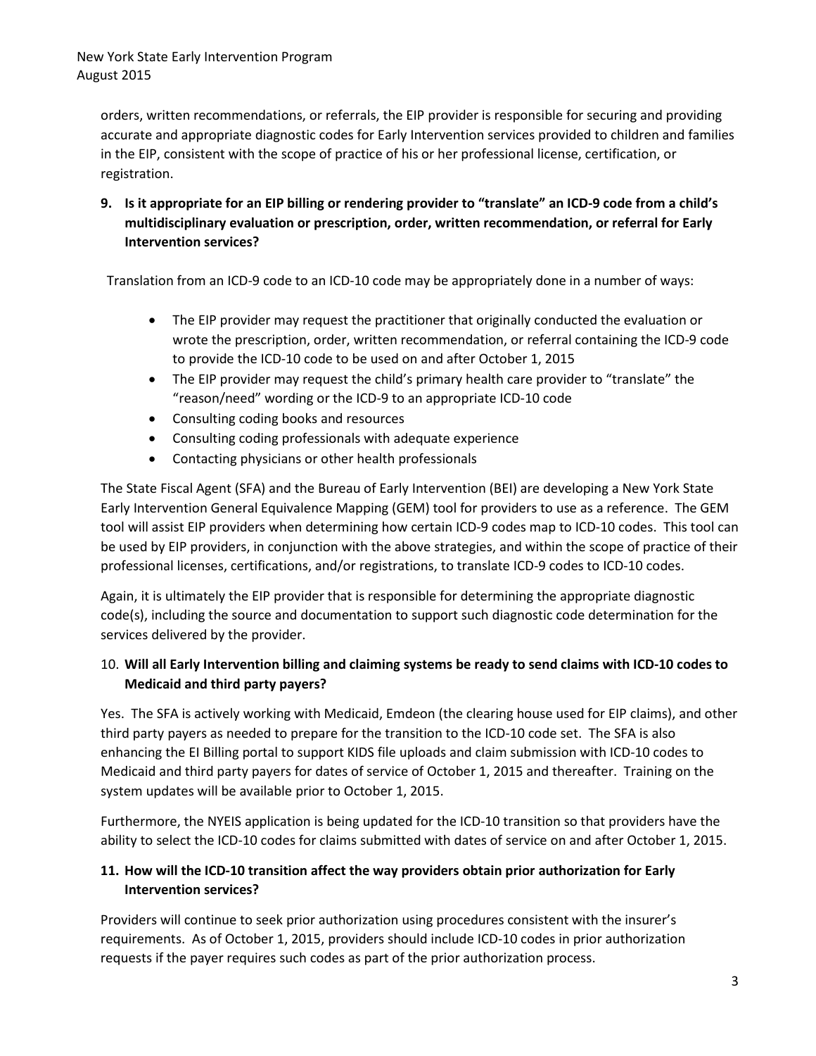orders, written recommendations, or referrals, the EIP provider is responsible for securing and providing accurate and appropriate diagnostic codes for Early Intervention services provided to children and families in the EIP, consistent with the scope of practice of his or her professional license, certification, or registration.

**9. Is it appropriate for an EIP billing or rendering provider to "translate" an ICD-9 code from a child's multidisciplinary evaluation or prescription, order, written recommendation, or referral for Early Intervention services?**

Translation from an ICD-9 code to an ICD-10 code may be appropriately done in a number of ways:

- The EIP provider may request the practitioner that originally conducted the evaluation or wrote the prescription, order, written recommendation, or referral containing the ICD-9 code to provide the ICD-10 code to be used on and after October 1, 2015
- The EIP provider may request the child's primary health care provider to "translate" the "reason/need" wording or the ICD-9 to an appropriate ICD-10 code
- Consulting coding books and resources
- Consulting coding professionals with adequate experience
- Contacting physicians or other health professionals

The State Fiscal Agent (SFA) and the Bureau of Early Intervention (BEI) are developing a New York State Early Intervention General Equivalence Mapping (GEM) tool for providers to use as a reference. The GEM tool will assist EIP providers when determining how certain ICD-9 codes map to ICD-10 codes. This tool can be used by EIP providers, in conjunction with the above strategies, and within the scope of practice of their professional licenses, certifications, and/or registrations, to translate ICD-9 codes to ICD-10 codes.

Again, it is ultimately the EIP provider that is responsible for determining the appropriate diagnostic code(s), including the source and documentation to support such diagnostic code determination for the services delivered by the provider.

**10. Will all Early Intervention billing and claiming systems be ready to send claims with ICD-10 codes to Medicaid and third party payers?**

Yes. The SFA is actively working with Medicaid, Emdeon (the clearing house used for EIP claims), and other third party payers as needed to prepare for the transition to the ICD-10 code set. The SFA is also enhancing the EI Billing portal to support KIDS file uploads and claim submission with ICD-10 codes to Medicaid and third party payers for dates of service of October 1, 2015 and thereafter. Training on the system updates will be available prior to October 1, 2015.

Furthermore, the NYEIS application is being updated for the ICD-10 transition so that providers have the ability to select the ICD-10 codes for claims submitted with dates of service on and after October 1, 2015.

**11. How will the ICD-10 transition affect the way providers obtain prior authorization for Early Intervention services?**

Providers will continue to seek prior authorization using procedures consistent with the insurer's requirements. As of October 1, 2015, providers should include ICD-10 codes in prior authorization requests if the payer requires such codes as part of the prior authorization process.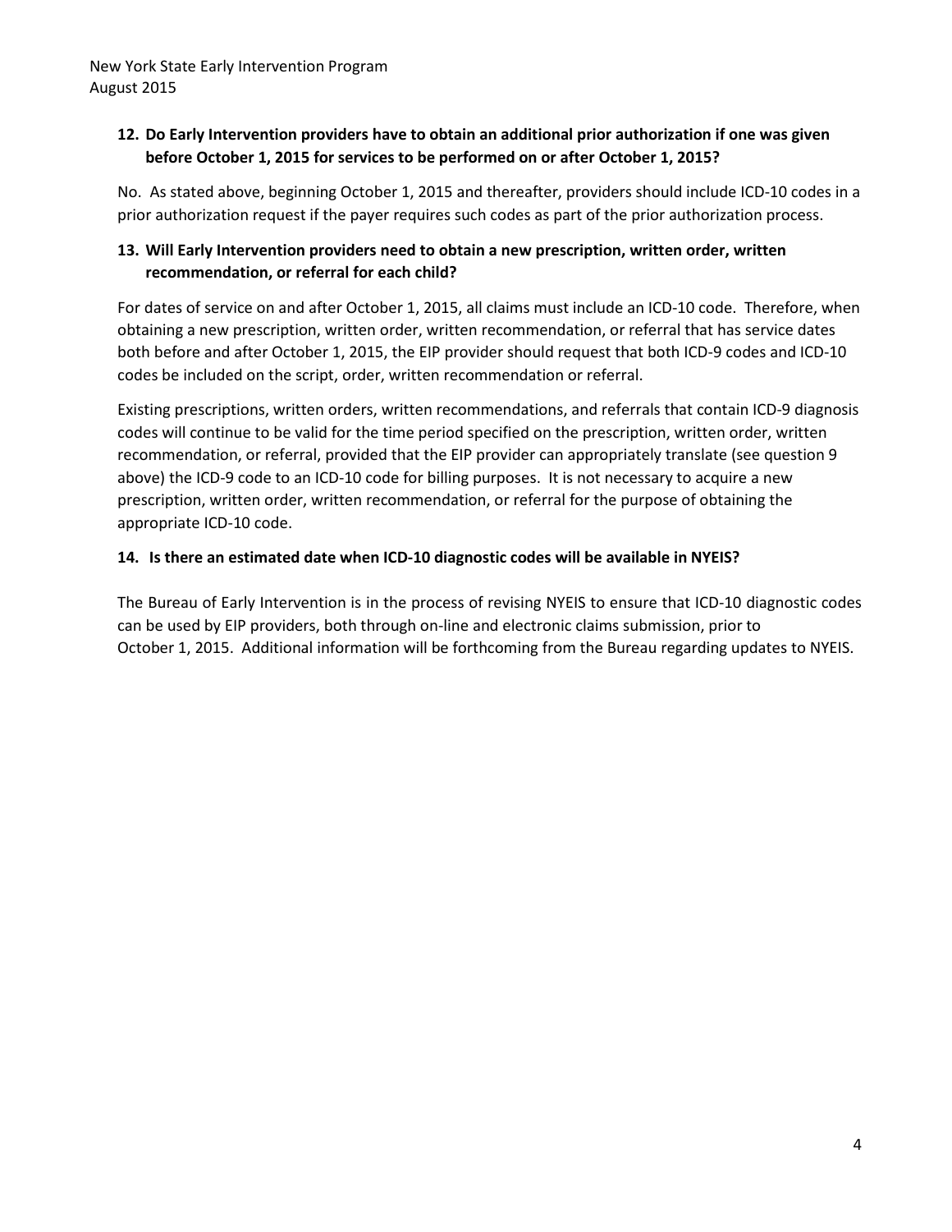### 12. Do Early Intervention providers have to obtain an additional prior authorization if one was given before October 1, 2015 for services to be performed on or after October 1, 2015?

No. As stated above, beginning October 1, 2015 and thereafter, providers should include ICD-10 codes in a prior authorization request if the payer requires such codes as part of the prior authorization process.

### 13. Will Early Intervention providers need to obtain a new prescription, written order, written recommendation, or referral for each child?

For dates of service on and after October 1, 2015, all claims must include an ICD-10 code. Therefore, when obtaining a new prescription, written order, written recommendation, or referral that has service dates both before and after October 1, 2015, the EIP provider should request that both ICD-9 codes and ICD-10 codes be included on the script, order, written recommendation or referral.

Existing prescriptions, written orders, written recommendations, and referrals that contain ICD-9 diagnosis codes will continue to be valid for the time period specified on the prescription, written order, written recommendation, or referral, provided that the EIP provider can appropriately translate (see question 9 above) the ICD-9 code to an ICD-10 code for billing purposes. It is not necessary to acquire a new prescription, written order, written recommendation, or referral for the purpose of obtaining the appropriate ICD-10 code.

### 14. Is there an estimated date when ICD-10 diagnostic codes will be available in NYEIS?

The Bureau of Early Intervention is in the process of revising NYEIS to ensure that ICD-10 diagnostic codes can be used by EIP providers, both through on-line and electronic claims submission, prior to October 1, 2015. Additional information will be forthcoming from the Bureau regarding updates to NYEIS.